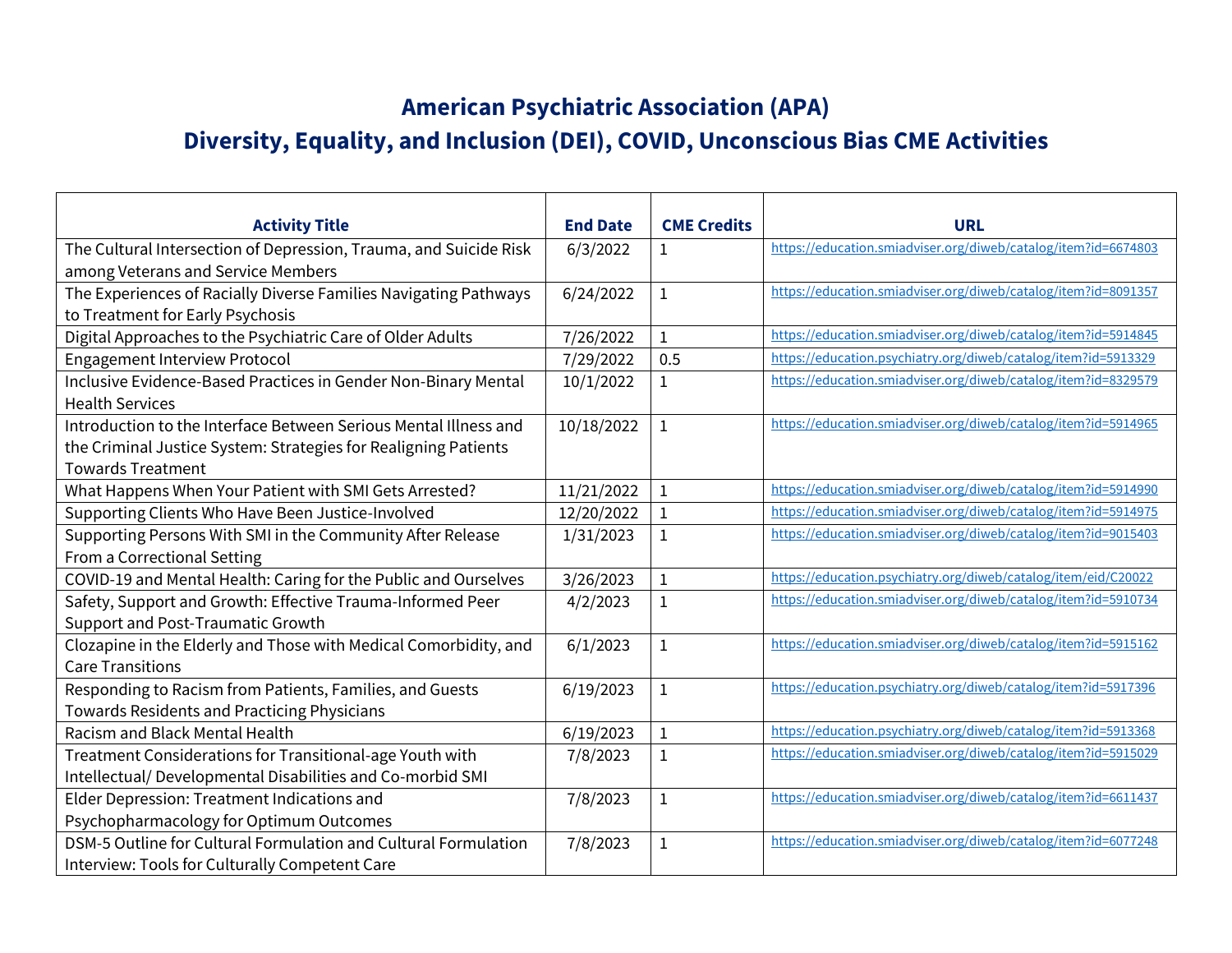# American Psychiatric Association (APA)

## Diversity, Equality, and Inclusion (DEI), COVID, Unconscious Bias CME Activities

| Activity Title | End Date | CME Credits | URL |
|---|---|---|---|
| The Cultural Intersection of Depression, Trauma, and Suicide Risk among Veterans and Service Members | 6/3/2022 | 1 | https://education.smiadviser.org/diweb/catalog/item?id=6674803 |
| The Experiences of Racially Diverse Families Navigating Pathways to Treatment for Early Psychosis | 6/24/2022 | 1 | https://education.smiadviser.org/diweb/catalog/item?id=8091357 |
| Digital Approaches to the Psychiatric Care of Older Adults | 7/26/2022 | 1 | https://education.smiadviser.org/diweb/catalog/item?id=5914845 |
| Engagement Interview Protocol | 7/29/2022 | 0.5 | https://education.psychiatry.org/diweb/catalog/item?id=5913329 |
| Inclusive Evidence-Based Practices in Gender Non-Binary Mental Health Services | 10/1/2022 | 1 | https://education.smiadviser.org/diweb/catalog/item?id=8329579 |
| Introduction to the Interface Between Serious Mental Illness and the Criminal Justice System: Strategies for Realigning Patients Towards Treatment | 10/18/2022 | 1 | https://education.smiadviser.org/diweb/catalog/item?id=5914965 |
| What Happens When Your Patient with SMI Gets Arrested? | 11/21/2022 | 1 | https://education.smiadviser.org/diweb/catalog/item?id=5914990 |
| Supporting Clients Who Have Been Justice-Involved | 12/20/2022 | 1 | https://education.smiadviser.org/diweb/catalog/item?id=5914975 |
| Supporting Persons With SMI in the Community After Release From a Correctional Setting | 1/31/2023 | 1 | https://education.smiadviser.org/diweb/catalog/item?id=9015403 |
| COVID-19 and Mental Health: Caring for the Public and Ourselves | 3/26/2023 | 1 | https://education.psychiatry.org/diweb/catalog/item/eid/C20022 |
| Safety, Support and Growth: Effective Trauma-Informed Peer Support and Post-Traumatic Growth | 4/2/2023 | 1 | https://education.smiadviser.org/diweb/catalog/item?id=5910734 |
| Clozapine in the Elderly and Those with Medical Comorbidity, and Care Transitions | 6/1/2023 | 1 | https://education.smiadviser.org/diweb/catalog/item?id=5915162 |
| Responding to Racism from Patients, Families, and Guests Towards Residents and Practicing Physicians | 6/19/2023 | 1 | https://education.psychiatry.org/diweb/catalog/item?id=5917396 |
| Racism and Black Mental Health | 6/19/2023 | 1 | https://education.psychiatry.org/diweb/catalog/item?id=5913368 |
| Treatment Considerations for Transitional-age Youth with Intellectual/ Developmental Disabilities and Co-morbid SMI | 7/8/2023 | 1 | https://education.smiadviser.org/diweb/catalog/item?id=5915029 |
| Elder Depression: Treatment Indications and Psychopharmacology for Optimum Outcomes | 7/8/2023 | 1 | https://education.smiadviser.org/diweb/catalog/item?id=6611437 |
| DSM-5 Outline for Cultural Formulation and Cultural Formulation Interview: Tools for Culturally Competent Care | 7/8/2023 | 1 | https://education.smiadviser.org/diweb/catalog/item?id=6077248 |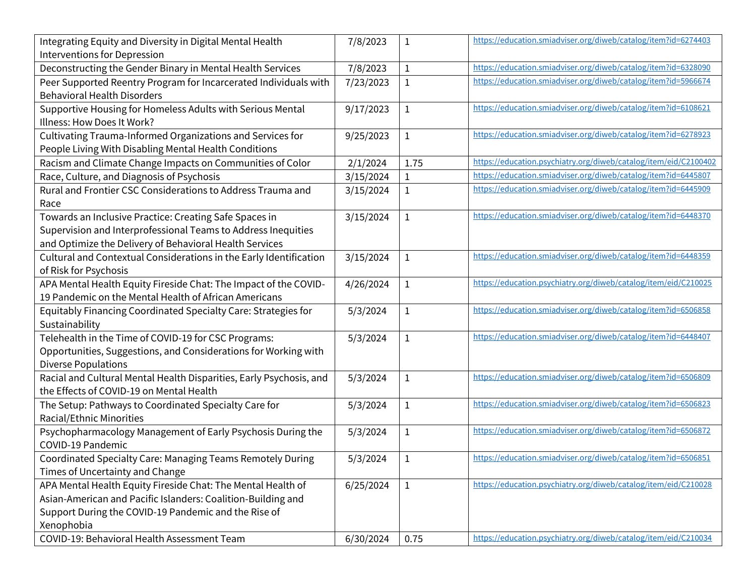| | | | |
|---|---|---|---|
| Integrating Equity and Diversity in Digital Mental Health Interventions for Depression | 7/8/2023 | 1 | https://education.smiadviser.org/diweb/catalog/item?id=6274403 |
| Deconstructing the Gender Binary in Mental Health Services | 7/8/2023 | 1 | https://education.smiadviser.org/diweb/catalog/item?id=6328090 |
| Peer Supported Reentry Program for Incarcerated Individuals with Behavioral Health Disorders | 7/23/2023 | 1 | https://education.smiadviser.org/diweb/catalog/item?id=5966674 |
| Supportive Housing for Homeless Adults with Serious Mental Illness: How Does It Work? | 9/17/2023 | 1 | https://education.smiadviser.org/diweb/catalog/item?id=6108621 |
| Cultivating Trauma-Informed Organizations and Services for People Living With Disabling Mental Health Conditions | 9/25/2023 | 1 | https://education.smiadviser.org/diweb/catalog/item?id=6278923 |
| Racism and Climate Change Impacts on Communities of Color | 2/1/2024 | 1.75 | https://education.psychiatry.org/diweb/catalog/item/eid/C2100402 |
| Race, Culture, and Diagnosis of Psychosis | 3/15/2024 | 1 | https://education.smiadviser.org/diweb/catalog/item?id=6445807 |
| Rural and Frontier CSC Considerations to Address Trauma and Race | 3/15/2024 | 1 | https://education.smiadviser.org/diweb/catalog/item?id=6445909 |
| Towards an Inclusive Practice: Creating Safe Spaces in Supervision and Interprofessional Teams to Address Inequities and Optimize the Delivery of Behavioral Health Services | 3/15/2024 | 1 | https://education.smiadviser.org/diweb/catalog/item?id=6448370 |
| Cultural and Contextual Considerations in the Early Identification of Risk for Psychosis | 3/15/2024 | 1 | https://education.smiadviser.org/diweb/catalog/item?id=6448359 |
| APA Mental Health Equity Fireside Chat: The Impact of the COVID-19 Pandemic on the Mental Health of African Americans | 4/26/2024 | 1 | https://education.psychiatry.org/diweb/catalog/item/eid/C210025 |
| Equitably Financing Coordinated Specialty Care: Strategies for Sustainability | 5/3/2024 | 1 | https://education.smiadviser.org/diweb/catalog/item?id=6506858 |
| Telehealth in the Time of COVID-19 for CSC Programs: Opportunities, Suggestions, and Considerations for Working with Diverse Populations | 5/3/2024 | 1 | https://education.smiadviser.org/diweb/catalog/item?id=6448407 |
| Racial and Cultural Mental Health Disparities, Early Psychosis, and the Effects of COVID-19 on Mental Health | 5/3/2024 | 1 | https://education.smiadviser.org/diweb/catalog/item?id=6506809 |
| The Setup: Pathways to Coordinated Specialty Care for Racial/Ethnic Minorities | 5/3/2024 | 1 | https://education.smiadviser.org/diweb/catalog/item?id=6506823 |
| Psychopharmacology Management of Early Psychosis During the COVID-19 Pandemic | 5/3/2024 | 1 | https://education.smiadviser.org/diweb/catalog/item?id=6506872 |
| Coordinated Specialty Care: Managing Teams Remotely During Times of Uncertainty and Change | 5/3/2024 | 1 | https://education.smiadviser.org/diweb/catalog/item?id=6506851 |
| APA Mental Health Equity Fireside Chat: The Mental Health of Asian-American and Pacific Islanders: Coalition-Building and Support During the COVID-19 Pandemic and the Rise of Xenophobia | 6/25/2024 | 1 | https://education.psychiatry.org/diweb/catalog/item/eid/C210028 |
| COVID-19: Behavioral Health Assessment Team | 6/30/2024 | 0.75 | https://education.psychiatry.org/diweb/catalog/item/eid/C210034 |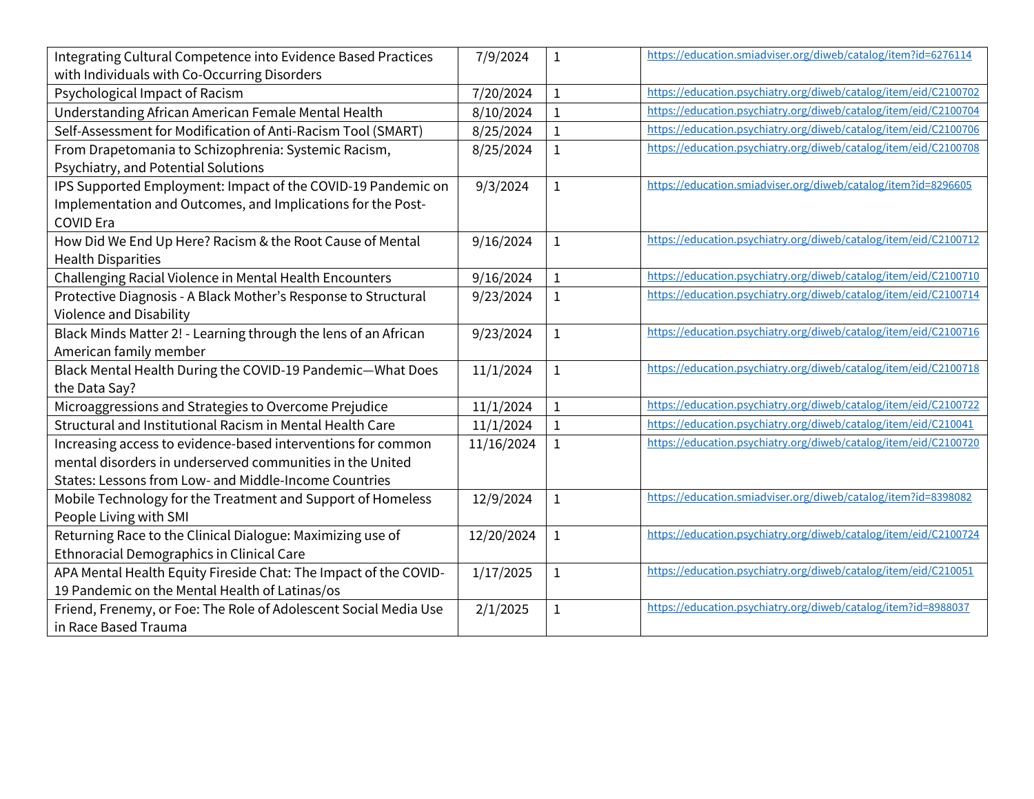| | | | |
|---|---|---|---|
| Integrating Cultural Competence into Evidence Based Practices with Individuals with Co-Occurring Disorders | 7/9/2024 | 1 | https://education.smiadviser.org/diweb/catalog/item?id=6276114 |
| Psychological Impact of Racism | 7/20/2024 | 1 | https://education.psychiatry.org/diweb/catalog/item/eid/C2100702 |
| Understanding African American Female Mental Health | 8/10/2024 | 1 | https://education.psychiatry.org/diweb/catalog/item/eid/C2100704 |
| Self-Assessment for Modification of Anti-Racism Tool (SMART) | 8/25/2024 | 1 | https://education.psychiatry.org/diweb/catalog/item/eid/C2100706 |
| From Drapetomania to Schizophrenia: Systemic Racism, Psychiatry, and Potential Solutions | 8/25/2024 | 1 | https://education.psychiatry.org/diweb/catalog/item/eid/C2100708 |
| IPS Supported Employment: Impact of the COVID-19 Pandemic on Implementation and Outcomes, and Implications for the Post-COVID Era | 9/3/2024 | 1 | https://education.smiadviser.org/diweb/catalog/item?id=8296605 |
| How Did We End Up Here? Racism & the Root Cause of Mental Health Disparities | 9/16/2024 | 1 | https://education.psychiatry.org/diweb/catalog/item/eid/C2100712 |
| Challenging Racial Violence in Mental Health Encounters | 9/16/2024 | 1 | https://education.psychiatry.org/diweb/catalog/item/eid/C2100710 |
| Protective Diagnosis - A Black Mother's Response to Structural Violence and Disability | 9/23/2024 | 1 | https://education.psychiatry.org/diweb/catalog/item/eid/C2100714 |
| Black Minds Matter 2! - Learning through the lens of an African American family member | 9/23/2024 | 1 | https://education.psychiatry.org/diweb/catalog/item/eid/C2100716 |
| Black Mental Health During the COVID-19 Pandemic—What Does the Data Say? | 11/1/2024 | 1 | https://education.psychiatry.org/diweb/catalog/item/eid/C2100718 |
| Microaggressions and Strategies to Overcome Prejudice | 11/1/2024 | 1 | https://education.psychiatry.org/diweb/catalog/item/eid/C2100722 |
| Structural and Institutional Racism in Mental Health Care | 11/1/2024 | 1 | https://education.psychiatry.org/diweb/catalog/item/eid/C210041 |
| Increasing access to evidence-based interventions for common mental disorders in underserved communities in the United States: Lessons from Low- and Middle-Income Countries | 11/16/2024 | 1 | https://education.psychiatry.org/diweb/catalog/item/eid/C2100720 |
| Mobile Technology for the Treatment and Support of Homeless People Living with SMI | 12/9/2024 | 1 | https://education.smiadviser.org/diweb/catalog/item?id=8398082 |
| Returning Race to the Clinical Dialogue: Maximizing use of Ethnoracial Demographics in Clinical Care | 12/20/2024 | 1 | https://education.psychiatry.org/diweb/catalog/item/eid/C2100724 |
| APA Mental Health Equity Fireside Chat: The Impact of the COVID-19 Pandemic on the Mental Health of Latinas/os | 1/17/2025 | 1 | https://education.psychiatry.org/diweb/catalog/item/eid/C210051 |
| Friend, Frenemy, or Foe: The Role of Adolescent Social Media Use in Race Based Trauma | 2/1/2025 | 1 | https://education.psychiatry.org/diweb/catalog/item?id=8988037 |